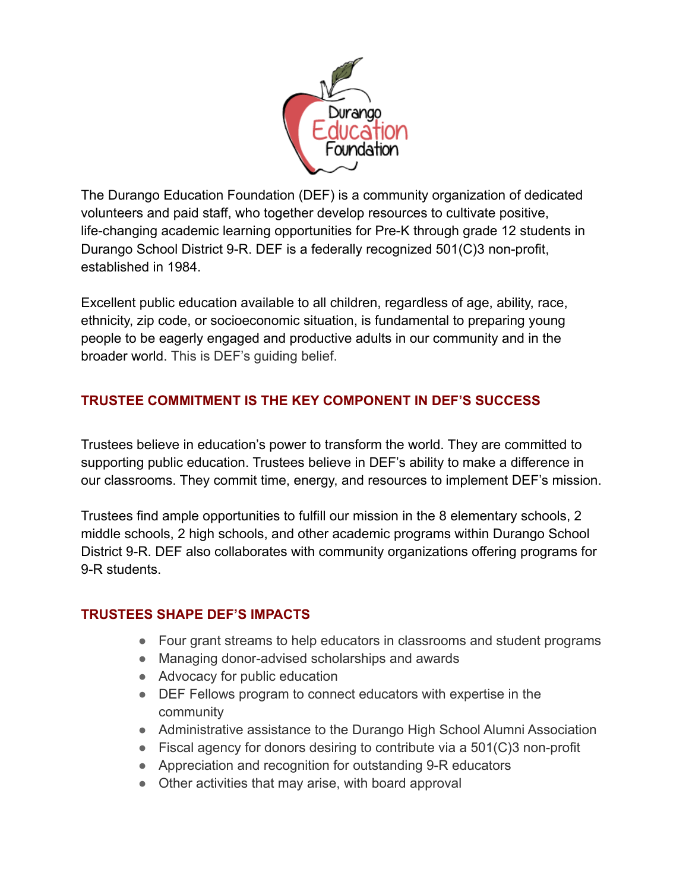Durango Education Foundation

The Durango Education Foundation (DEF) is a community organization of dedicated volunteers and paid staff, who together develop resources to cultivate positive, life-changing academic learning opportunities for Pre-K through grade 12 students in Durango School District 9-R. DEF is a federally recognized 501(C)3 non-profit, established in 1984.

Excellent public education available to all children, regardless of age, ability, race, ethnicity, zip code, or socioeconomic situation, is fundamental to preparing young people to be eagerly engaged and productive adults in our community and in the broader world. This is DEF's guiding belief.

## TRUSTEE COMMITMENT IS THE KEY COMPONENT IN DEF'S SUCCESS

Trustees believe in education's power to transform the world. They are committed to supporting public education. Trustees believe in DEF's ability to make a difference in our classrooms. They commit time, energy, and resources to implement DEF's mission.

Trustees find ample opportunities to fulfill our mission in the 8 elementary schools, 2 middle schools, 2 high schools, and other academic programs within Durango School District 9-R. DEF also collaborates with community organizations offering programs for 9-R students.

## TRUSTEES SHAPE DEF'S IMPACTS

- Four grant streams to help educators in classrooms and student programs
- Managing donor-advised scholarships and awards
- Advocacy for public education
- DEF Fellows program to connect educators with expertise in the community
- Administrative assistance to the Durango High School Alumni Association
- Fiscal agency for donors desiring to contribute via a 501(C)3 non-profit
- Appreciation and recognition for outstanding 9-R educators
- Other activities that may arise, with board approval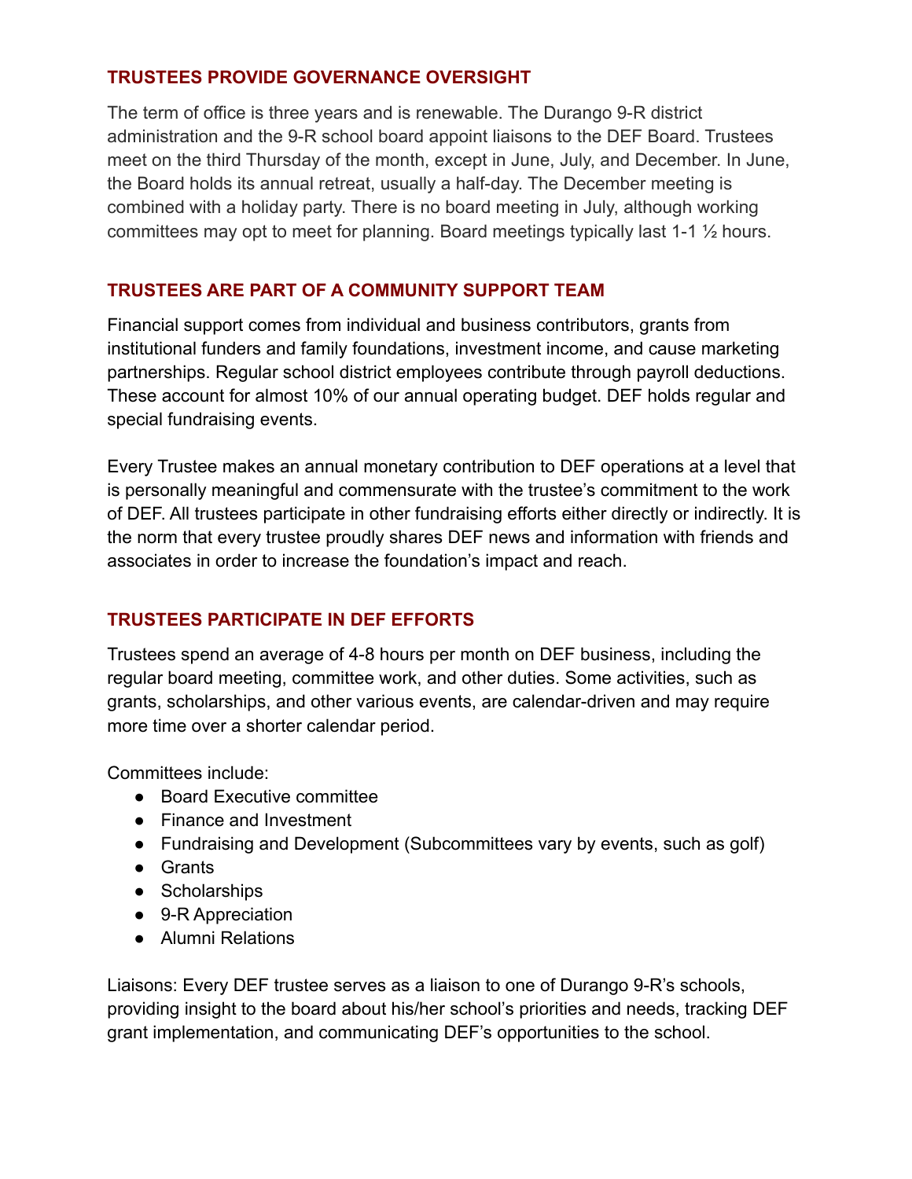## TRUSTEES PROVIDE GOVERNANCE OVERSIGHT

The term of office is three years and is renewable. The Durango 9-R district administration and the 9-R school board appoint liaisons to the DEF Board. Trustees meet on the third Thursday of the month, except in June, July, and December. In June, the Board holds its annual retreat, usually a half-day. The December meeting is combined with a holiday party. There is no board meeting in July, although working committees may opt to meet for planning. Board meetings typically last 1-1 ½ hours.

## TRUSTEES ARE PART OF A COMMUNITY SUPPORT TEAM

Financial support comes from individual and business contributors, grants from institutional funders and family foundations, investment income, and cause marketing partnerships. Regular school district employees contribute through payroll deductions. These account for almost 10% of our annual operating budget. DEF holds regular and special fundraising events.

Every Trustee makes an annual monetary contribution to DEF operations at a level that is personally meaningful and commensurate with the trustee's commitment to the work of DEF. All trustees participate in other fundraising efforts either directly or indirectly. It is the norm that every trustee proudly shares DEF news and information with friends and associates in order to increase the foundation's impact and reach.

## TRUSTEES PARTICIPATE IN DEF EFFORTS

Trustees spend an average of 4-8 hours per month on DEF business, including the regular board meeting, committee work, and other duties. Some activities, such as grants, scholarships, and other various events, are calendar-driven and may require more time over a shorter calendar period.

Committees include:

- Board Executive committee
- Finance and Investment
- Fundraising and Development (Subcommittees vary by events, such as golf)
- Grants
- Scholarships
- 9-R Appreciation
- Alumni Relations

Liaisons: Every DEF trustee serves as a liaison to one of Durango 9-R's schools, providing insight to the board about his/her school's priorities and needs, tracking DEF grant implementation, and communicating DEF's opportunities to the school.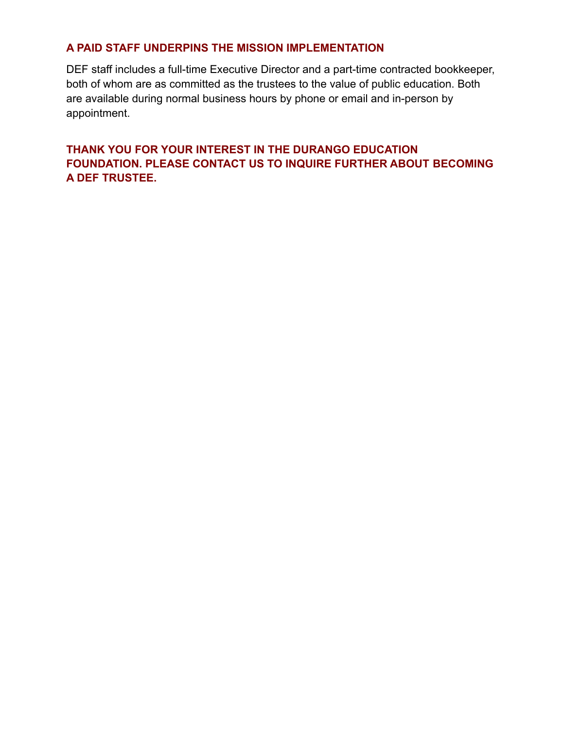## A PAID STAFF UNDERPINS THE MISSION IMPLEMENTATION

DEF staff includes a full-time Executive Director and a part-time contracted bookkeeper, both of whom are as committed as the trustees to the value of public education. Both are available during normal business hours by phone or email and in-person by appointment.

## THANK YOU FOR YOUR INTEREST IN THE DURANGO EDUCATION FOUNDATION. PLEASE CONTACT US TO INQUIRE FURTHER ABOUT BECOMING A DEF TRUSTEE.